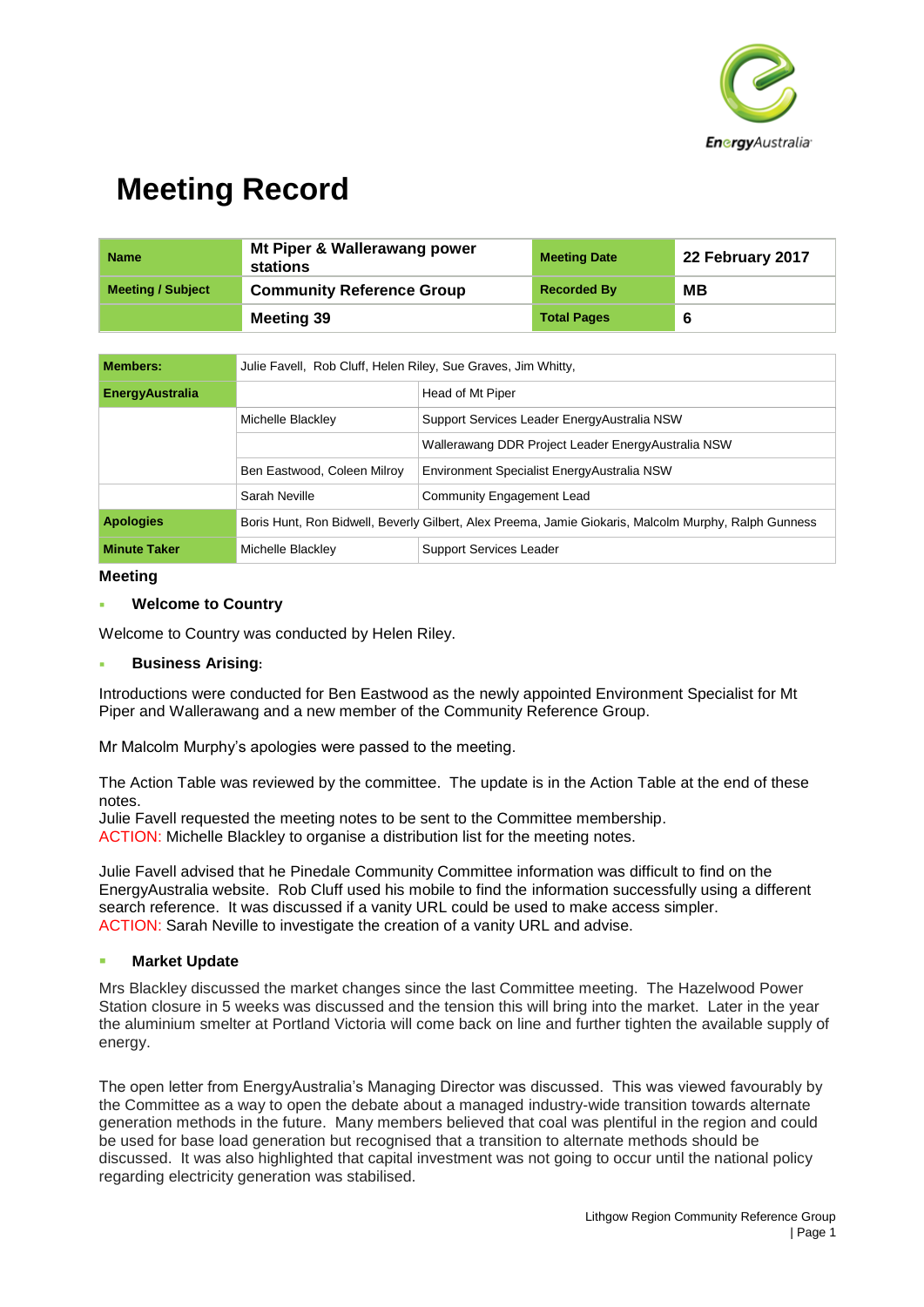# Meeting Record

| Name | Mt Piper & Wallerawang power stations | Meeting Date | 22 February 2017 |
|---|---|---|---|
| Meeting / Subject | Community Reference Group | Recorded By | MB |
| | Meeting 39 | Total Pages | 6 |

| Members: | Julie Favell, Rob Cluff, Helen Riley, Sue Graves, Jim Whitty, | |
|---|---|---|
| EnergyAustralia | | Head of Mt Piper |
| | Michelle Blackley | Support Services Leader EnergyAustralia NSW |
| | | Wallerawang DDR Project Leader EnergyAustralia NSW |
| | Ben Eastwood, Coleen Milroy | Environment Specialist EnergyAustralia NSW |
| | Sarah Neville | Community Engagement Lead |
| Apologies | Boris Hunt, Ron Bidwell, Beverly Gilbert, Alex Preema, Jamie Giokaris, Malcolm Murphy, Ralph Gunness | |
| Minute Taker | Michelle Blackley | Support Services Leader |

**Meeting**

- **Welcome to Country**

Welcome to Country was conducted by Helen Riley.

- **Business Arising:**

Introductions were conducted for Ben Eastwood as the newly appointed Environment Specialist for Mt Piper and Wallerawang and a new member of the Community Reference Group.

Mr Malcolm Murphy's apologies were passed to the meeting.

The Action Table was reviewed by the committee. The update is in the Action Table at the end of these notes.
Julie Favell requested the meeting notes to be sent to the Committee membership.
ACTION: Michelle Blackley to organise a distribution list for the meeting notes.

Julie Favell advised that he Pinedale Community Committee information was difficult to find on the EnergyAustralia website. Rob Cluff used his mobile to find the information successfully using a different search reference. It was discussed if a vanity URL could be used to make access simpler.
ACTION: Sarah Neville to investigate the creation of a vanity URL and advise.

- **Market Update**

Mrs Blackley discussed the market changes since the last Committee meeting. The Hazelwood Power Station closure in 5 weeks was discussed and the tension this will bring into the market. Later in the year the aluminium smelter at Portland Victoria will come back on line and further tighten the available supply of energy.

The open letter from EnergyAustralia's Managing Director was discussed. This was viewed favourably by the Committee as a way to open the debate about a managed industry-wide transition towards alternate generation methods in the future. Many members believed that coal was plentiful in the region and could be used for base load generation but recognised that a transition to alternate methods should be discussed. It was also highlighted that capital investment was not going to occur until the national policy regarding electricity generation was stabilised.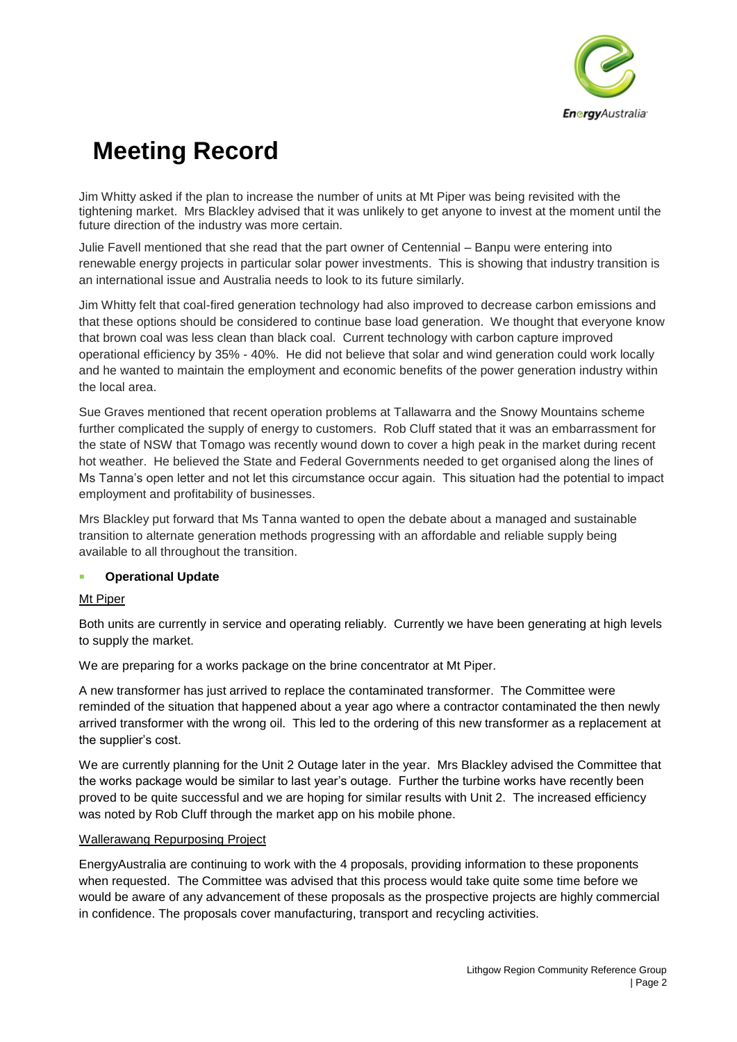# Meeting Record

Jim Whitty asked if the plan to increase the number of units at Mt Piper was being revisited with the tightening market. Mrs Blackley advised that it was unlikely to get anyone to invest at the moment until the future direction of the industry was more certain.

Julie Favell mentioned that she read that the part owner of Centennial – Banpu were entering into renewable energy projects in particular solar power investments. This is showing that industry transition is an international issue and Australia needs to look to its future similarly.

Jim Whitty felt that coal-fired generation technology had also improved to decrease carbon emissions and that these options should be considered to continue base load generation. We thought that everyone know that brown coal was less clean than black coal. Current technology with carbon capture improved operational efficiency by 35% - 40%. He did not believe that solar and wind generation could work locally and he wanted to maintain the employment and economic benefits of the power generation industry within the local area.

Sue Graves mentioned that recent operation problems at Tallawarra and the Snowy Mountains scheme further complicated the supply of energy to customers. Rob Cluff stated that it was an embarrassment for the state of NSW that Tomago was recently wound down to cover a high peak in the market during recent hot weather. He believed the State and Federal Governments needed to get organised along the lines of Ms Tanna's open letter and not let this circumstance occur again. This situation had the potential to impact employment and profitability of businesses.

Mrs Blackley put forward that Ms Tanna wanted to open the debate about a managed and sustainable transition to alternate generation methods progressing with an affordable and reliable supply being available to all throughout the transition.

- **Operational Update**

Mt Piper

Both units are currently in service and operating reliably. Currently we have been generating at high levels to supply the market.

We are preparing for a works package on the brine concentrator at Mt Piper.

A new transformer has just arrived to replace the contaminated transformer. The Committee were reminded of the situation that happened about a year ago where a contractor contaminated the then newly arrived transformer with the wrong oil. This led to the ordering of this new transformer as a replacement at the supplier's cost.

We are currently planning for the Unit 2 Outage later in the year. Mrs Blackley advised the Committee that the works package would be similar to last year's outage. Further the turbine works have recently been proved to be quite successful and we are hoping for similar results with Unit 2. The increased efficiency was noted by Rob Cluff through the market app on his mobile phone.

Wallerawang Repurposing Project

EnergyAustralia are continuing to work with the 4 proposals, providing information to these proponents when requested. The Committee was advised that this process would take quite some time before we would be aware of any advancement of these proposals as the prospective projects are highly commercial in confidence. The proposals cover manufacturing, transport and recycling activities.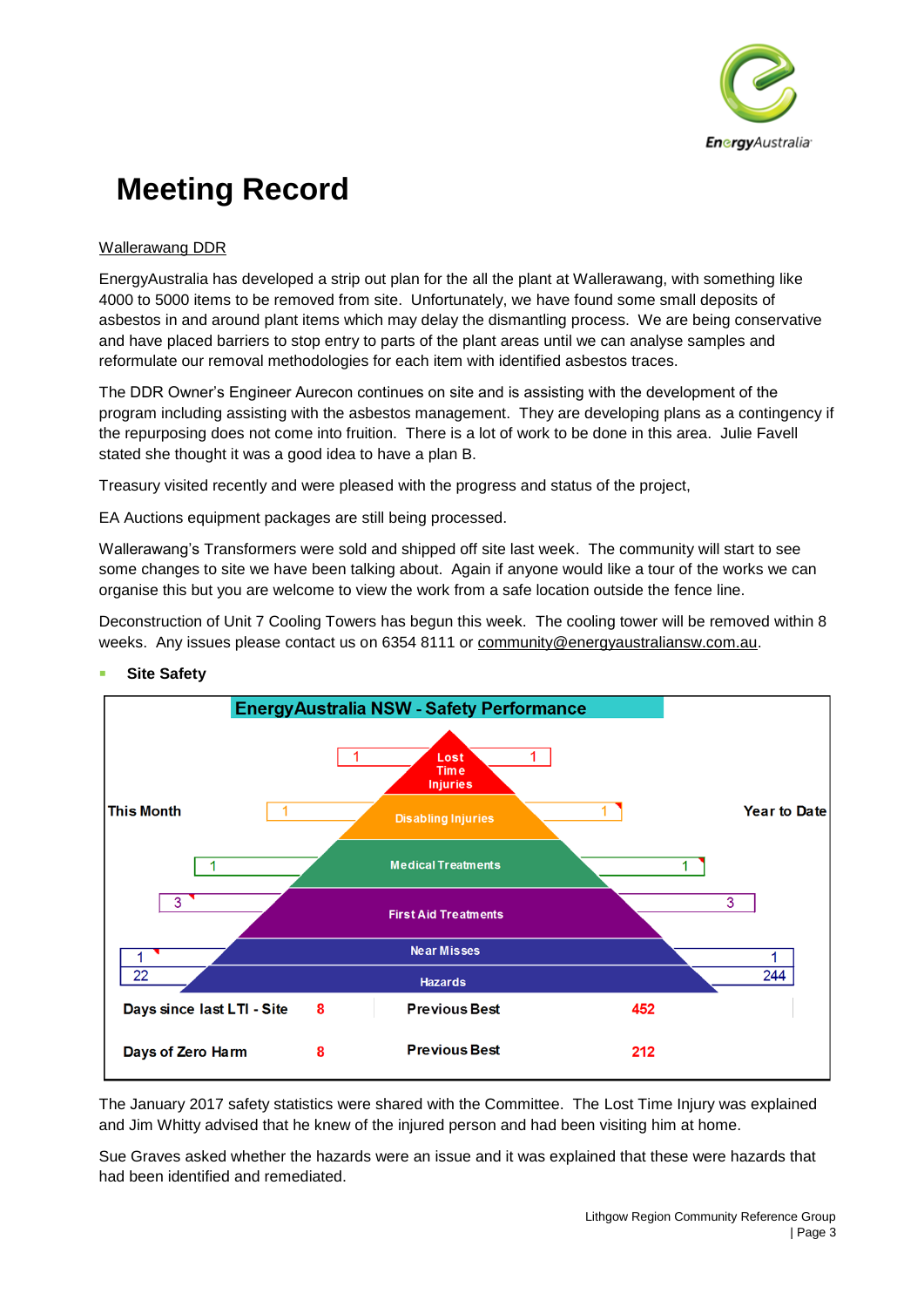# Meeting Record

Wallerawang DDR

EnergyAustralia has developed a strip out plan for the all the plant at Wallerawang, with something like 4000 to 5000 items to be removed from site. Unfortunately, we have found some small deposits of asbestos in and around plant items which may delay the dismantling process. We are being conservative and have placed barriers to stop entry to parts of the plant areas until we can analyse samples and reformulate our removal methodologies for each item with identified asbestos traces.

The DDR Owner's Engineer Aurecon continues on site and is assisting with the development of the program including assisting with the asbestos management. They are developing plans as a contingency if the repurposing does not come into fruition. There is a lot of work to be done in this area. Julie Favell stated she thought it was a good idea to have a plan B.

Treasury visited recently and were pleased with the progress and status of the project,

EA Auctions equipment packages are still being processed.

Wallerawang's Transformers were sold and shipped off site last week. The community will start to see some changes to site we have been talking about. Again if anyone would like a tour of the works we can organise this but you are welcome to view the work from a safe location outside the fence line.

Deconstruction of Unit 7 Cooling Towers has begun this week. The cooling tower will be removed within 8 weeks. Any issues please contact us on 6354 8111 or community@energyaustraliansw.com.au.

- **Site Safety**

**EnergyAustralia NSW - Safety Performance**

| This Month | Category | Year to Date |
|---|---|---|
| 1 | Lost Time Injuries | 1 |
| 1 | Disabling Injuries | 1 |
| 1 | Medical Treatments | 1 |
| 3 | First Aid Treatments | 3 |
| 1 | Near Misses | 1 |
| 22 | Hazards | 244 |

| | | | |
|---|---|---|---|
| Days since last LTI - Site | 8 | Previous Best | 452 |
| Days of Zero Harm | 8 | Previous Best | 212 |

The January 2017 safety statistics were shared with the Committee. The Lost Time Injury was explained and Jim Whitty advised that he knew of the injured person and had been visiting him at home.

Sue Graves asked whether the hazards were an issue and it was explained that these were hazards that had been identified and remediated.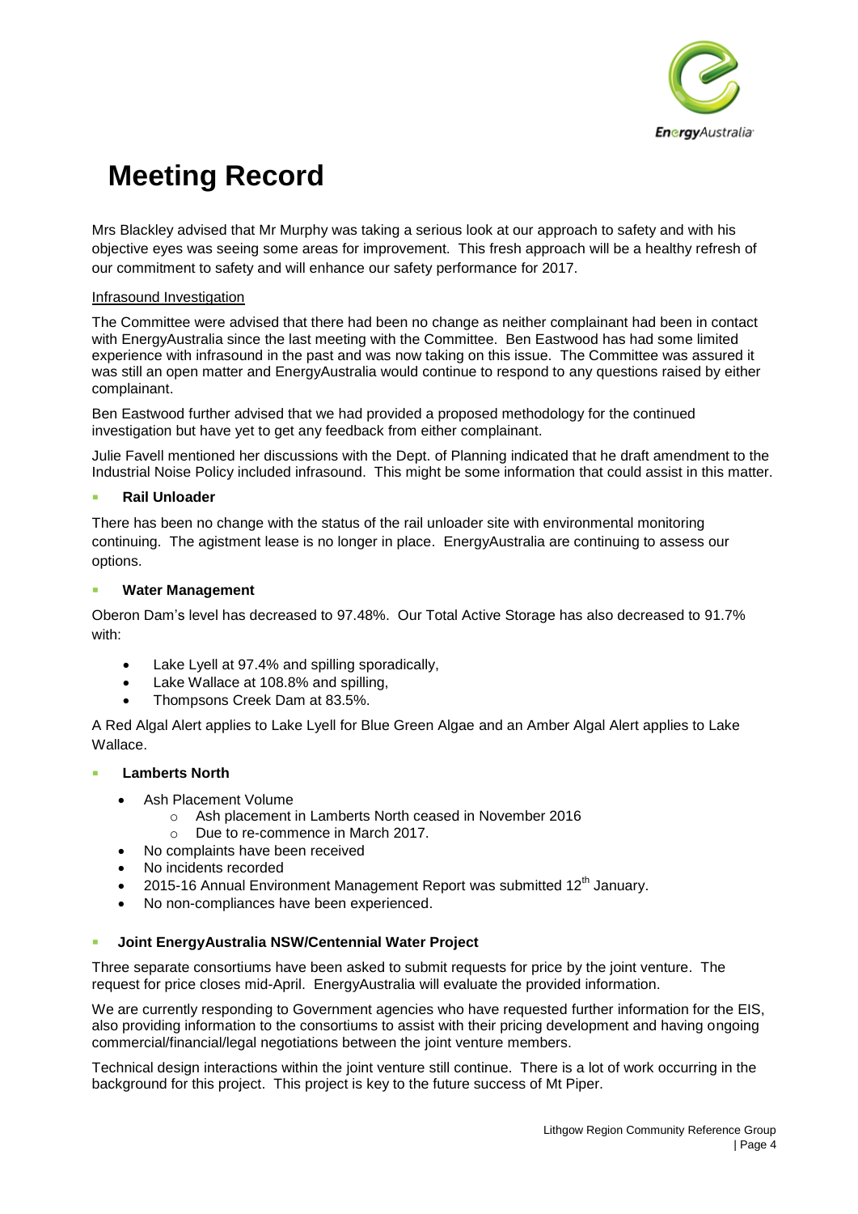// Meeting Record

Mrs Blackley advised that Mr Murphy was taking a serious look at our approach to safety and with his objective eyes was seeing some areas for improvement. This fresh approach will be a healthy refresh of our commitment to safety and will enhance our safety performance for 2017.

Infrasound Investigation

The Committee were advised that there had been no change as neither complainant had been in contact with EnergyAustralia since the last meeting with the Committee. Ben Eastwood has had some limited experience with infrasound in the past and was now taking on this issue. The Committee was assured it was still an open matter and EnergyAustralia would continue to respond to any questions raised by either complainant.

Ben Eastwood further advised that we had provided a proposed methodology for the continued investigation but have yet to get any feedback from either complainant.

Julie Favell mentioned her discussions with the Dept. of Planning indicated that he draft amendment to the Industrial Noise Policy included infrasound. This might be some information that could assist in this matter.

- **Rail Unloader**

There has been no change with the status of the rail unloader site with environmental monitoring continuing. The agistment lease is no longer in place. EnergyAustralia are continuing to assess our options.

- **Water Management**

Oberon Dam's level has decreased to 97.48%. Our Total Active Storage has also decreased to 91.7% with:

- Lake Lyell at 97.4% and spilling sporadically,
- Lake Wallace at 108.8% and spilling,
- Thompsons Creek Dam at 83.5%.

A Red Algal Alert applies to Lake Lyell for Blue Green Algae and an Amber Algal Alert applies to Lake Wallace.

- **Lamberts North**
  - Ash Placement Volume
    - Ash placement in Lamberts North ceased in November 2016
    - Due to re-commence in March 2017.
  - No complaints have been received
  - No incidents recorded
  - 2015-16 Annual Environment Management Report was submitted 12th January.
  - No non-compliances have been experienced.

- **Joint EnergyAustralia NSW/Centennial Water Project**

Three separate consortiums have been asked to submit requests for price by the joint venture. The request for price closes mid-April. EnergyAustralia will evaluate the provided information.

We are currently responding to Government agencies who have requested further information for the EIS, also providing information to the consortiums to assist with their pricing development and having ongoing commercial/financial/legal negotiations between the joint venture members.

Technical design interactions within the joint venture still continue. There is a lot of work occurring in the background for this project. This project is key to the future success of Mt Piper.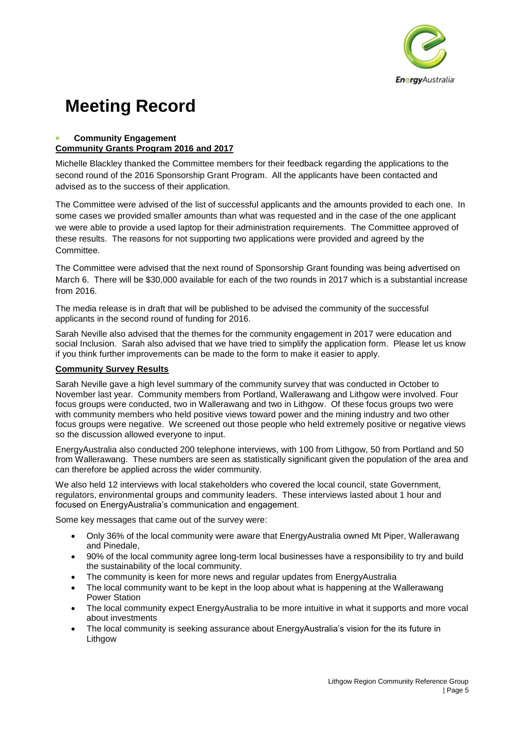# Meeting Record

- **Community Engagement**

**Community Grants Program 2016 and 2017**

Michelle Blackley thanked the Committee members for their feedback regarding the applications to the second round of the 2016 Sponsorship Grant Program. All the applicants have been contacted and advised as to the success of their application.

The Committee were advised of the list of successful applicants and the amounts provided to each one. In some cases we provided smaller amounts than what was requested and in the case of the one applicant we were able to provide a used laptop for their administration requirements. The Committee approved of these results. The reasons for not supporting two applications were provided and agreed by the Committee.

The Committee were advised that the next round of Sponsorship Grant founding was being advertised on March 6. There will be $30,000 available for each of the two rounds in 2017 which is a substantial increase from 2016.

The media release is in draft that will be published to be advised the community of the successful applicants in the second round of funding for 2016.

Sarah Neville also advised that the themes for the community engagement in 2017 were education and social Inclusion. Sarah also advised that we have tried to simplify the application form. Please let us know if you think further improvements can be made to the form to make it easier to apply.

**Community Survey Results**

Sarah Neville gave a high level summary of the community survey that was conducted in October to November last year. Community members from Portland, Wallerawang and Lithgow were involved. Four focus groups were conducted, two in Wallerawang and two in Lithgow. Of these focus groups two were with community members who held positive views toward power and the mining industry and two other focus groups were negative. We screened out those people who held extremely positive or negative views so the discussion allowed everyone to input.

EnergyAustralia also conducted 200 telephone interviews, with 100 from Lithgow, 50 from Portland and 50 from Wallerawang. These numbers are seen as statistically significant given the population of the area and can therefore be applied across the wider community.

We also held 12 interviews with local stakeholders who covered the local council, state Government, regulators, environmental groups and community leaders. These interviews lasted about 1 hour and focused on EnergyAustralia's communication and engagement.

Some key messages that came out of the survey were:

- Only 36% of the local community were aware that EnergyAustralia owned Mt Piper, Wallerawang and Pinedale,
- 90% of the local community agree long-term local businesses have a responsibility to try and build the sustainability of the local community.
- The community is keen for more news and regular updates from EnergyAustralia
- The local community want to be kept in the loop about what is happening at the Wallerawang Power Station
- The local community expect EnergyAustralia to be more intuitive in what it supports and more vocal about investments
- The local community is seeking assurance about EnergyAustralia's vision for the its future in Lithgow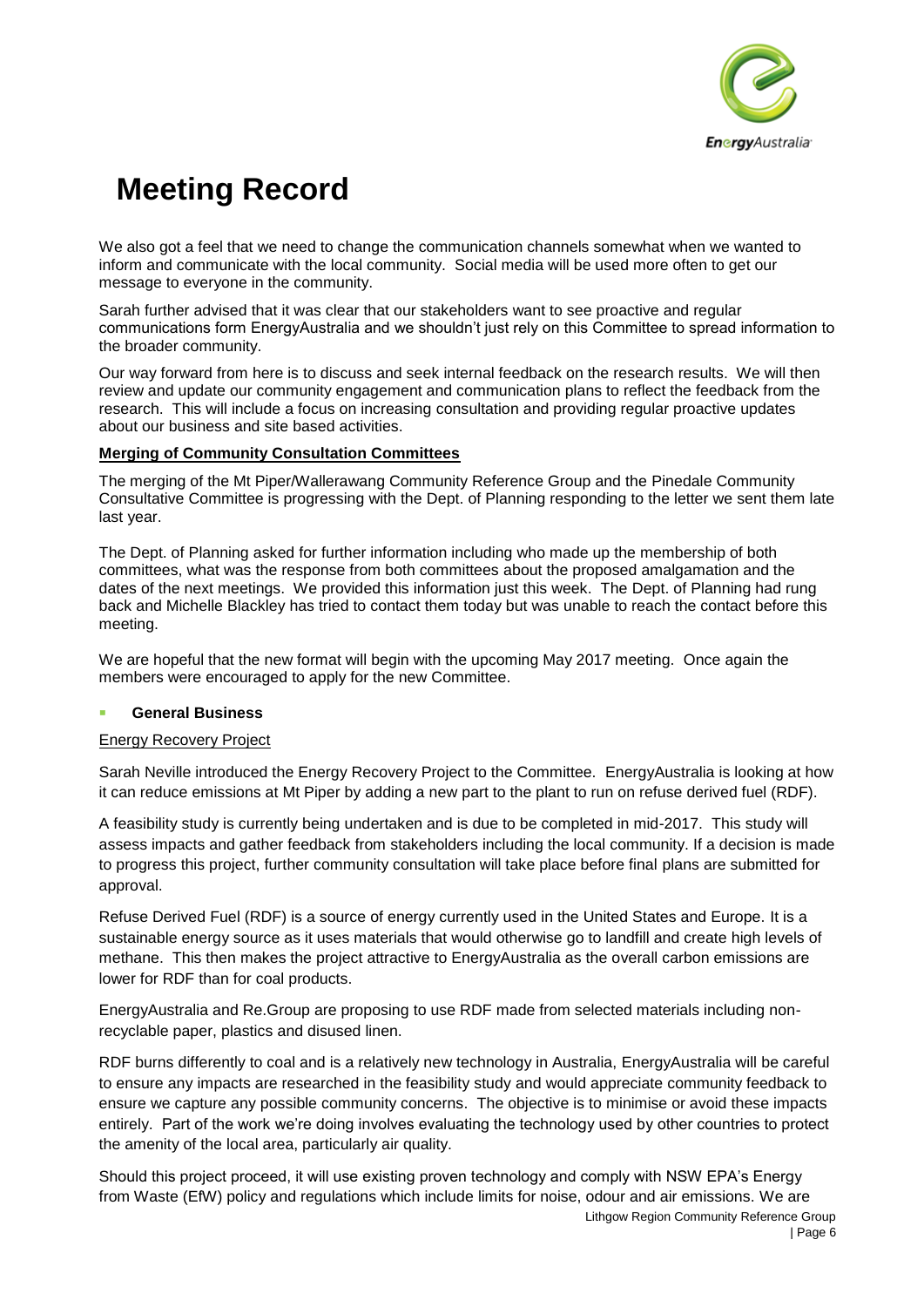# Meeting Record

We also got a feel that we need to change the communication channels somewhat when we wanted to inform and communicate with the local community. Social media will be used more often to get our message to everyone in the community.

Sarah further advised that it was clear that our stakeholders want to see proactive and regular communications form EnergyAustralia and we shouldn't just rely on this Committee to spread information to the broader community.

Our way forward from here is to discuss and seek internal feedback on the research results. We will then review and update our community engagement and communication plans to reflect the feedback from the research. This will include a focus on increasing consultation and providing regular proactive updates about our business and site based activities.

**Merging of Community Consultation Committees**

The merging of the Mt Piper/Wallerawang Community Reference Group and the Pinedale Community Consultative Committee is progressing with the Dept. of Planning responding to the letter we sent them late last year.

The Dept. of Planning asked for further information including who made up the membership of both committees, what was the response from both committees about the proposed amalgamation and the dates of the next meetings. We provided this information just this week. The Dept. of Planning had rung back and Michelle Blackley has tried to contact them today but was unable to reach the contact before this meeting.

We are hopeful that the new format will begin with the upcoming May 2017 meeting. Once again the members were encouraged to apply for the new Committee.

- **General Business**

Energy Recovery Project

Sarah Neville introduced the Energy Recovery Project to the Committee. EnergyAustralia is looking at how it can reduce emissions at Mt Piper by adding a new part to the plant to run on refuse derived fuel (RDF).

A feasibility study is currently being undertaken and is due to be completed in mid-2017. This study will assess impacts and gather feedback from stakeholders including the local community. If a decision is made to progress this project, further community consultation will take place before final plans are submitted for approval.

Refuse Derived Fuel (RDF) is a source of energy currently used in the United States and Europe. It is a sustainable energy source as it uses materials that would otherwise go to landfill and create high levels of methane. This then makes the project attractive to EnergyAustralia as the overall carbon emissions are lower for RDF than for coal products.

EnergyAustralia and Re.Group are proposing to use RDF made from selected materials including non-recyclable paper, plastics and disused linen.

RDF burns differently to coal and is a relatively new technology in Australia, EnergyAustralia will be careful to ensure any impacts are researched in the feasibility study and would appreciate community feedback to ensure we capture any possible community concerns. The objective is to minimise or avoid these impacts entirely. Part of the work we're doing involves evaluating the technology used by other countries to protect the amenity of the local area, particularly air quality.

Should this project proceed, it will use existing proven technology and comply with NSW EPA's Energy from Waste (EfW) policy and regulations which include limits for noise, odour and air emissions. We are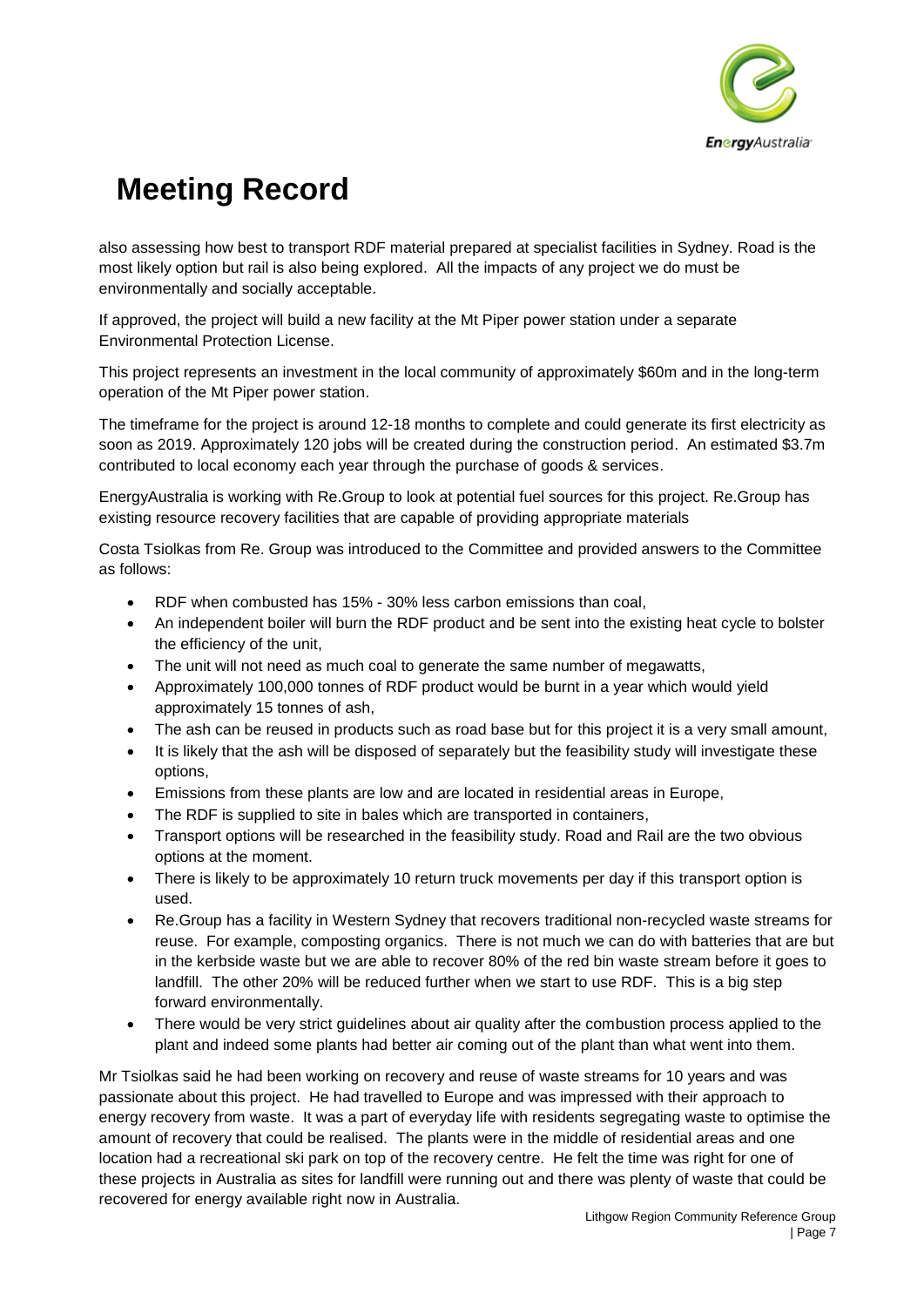# Meeting Record

also assessing how best to transport RDF material prepared at specialist facilities in Sydney. Road is the most likely option but rail is also being explored. All the impacts of any project we do must be environmentally and socially acceptable.

If approved, the project will build a new facility at the Mt Piper power station under a separate Environmental Protection License.

This project represents an investment in the local community of approximately $60m and in the long-term operation of the Mt Piper power station.

The timeframe for the project is around 12-18 months to complete and could generate its first electricity as soon as 2019. Approximately 120 jobs will be created during the construction period. An estimated $3.7m contributed to local economy each year through the purchase of goods & services.

EnergyAustralia is working with Re.Group to look at potential fuel sources for this project. Re.Group has existing resource recovery facilities that are capable of providing appropriate materials

Costa Tsiolkas from Re. Group was introduced to the Committee and provided answers to the Committee as follows:

- RDF when combusted has 15% - 30% less carbon emissions than coal,
- An independent boiler will burn the RDF product and be sent into the existing heat cycle to bolster the efficiency of the unit,
- The unit will not need as much coal to generate the same number of megawatts,
- Approximately 100,000 tonnes of RDF product would be burnt in a year which would yield approximately 15 tonnes of ash,
- The ash can be reused in products such as road base but for this project it is a very small amount,
- It is likely that the ash will be disposed of separately but the feasibility study will investigate these options,
- Emissions from these plants are low and are located in residential areas in Europe,
- The RDF is supplied to site in bales which are transported in containers,
- Transport options will be researched in the feasibility study. Road and Rail are the two obvious options at the moment.
- There is likely to be approximately 10 return truck movements per day if this transport option is used.
- Re.Group has a facility in Western Sydney that recovers traditional non-recycled waste streams for reuse. For example, composting organics. There is not much we can do with batteries that are but in the kerbside waste but we are able to recover 80% of the red bin waste stream before it goes to landfill. The other 20% will be reduced further when we start to use RDF. This is a big step forward environmentally.
- There would be very strict guidelines about air quality after the combustion process applied to the plant and indeed some plants had better air coming out of the plant than what went into them.

Mr Tsiolkas said he had been working on recovery and reuse of waste streams for 10 years and was passionate about this project. He had travelled to Europe and was impressed with their approach to energy recovery from waste. It was a part of everyday life with residents segregating waste to optimise the amount of recovery that could be realised. The plants were in the middle of residential areas and one location had a recreational ski park on top of the recovery centre. He felt the time was right for one of these projects in Australia as sites for landfill were running out and there was plenty of waste that could be recovered for energy available right now in Australia.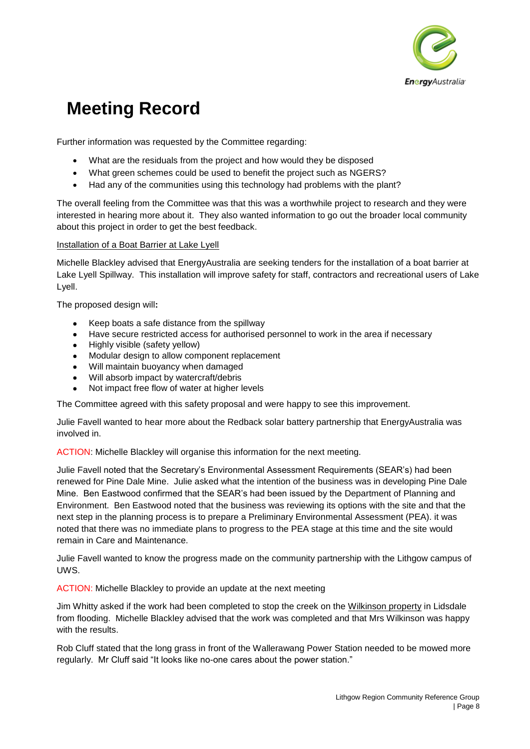# Meeting Record

Further information was requested by the Committee regarding:

- What are the residuals from the project and how would they be disposed
- What green schemes could be used to benefit the project such as NGERS?
- Had any of the communities using this technology had problems with the plant?

The overall feeling from the Committee was that this was a worthwhile project to research and they were interested in hearing more about it. They also wanted information to go out the broader local community about this project in order to get the best feedback.

Installation of a Boat Barrier at Lake Lyell

Michelle Blackley advised that EnergyAustralia are seeking tenders for the installation of a boat barrier at Lake Lyell Spillway. This installation will improve safety for staff, contractors and recreational users of Lake Lyell.

The proposed design will**:**

- Keep boats a safe distance from the spillway
- Have secure restricted access for authorised personnel to work in the area if necessary
- Highly visible (safety yellow)
- Modular design to allow component replacement
- Will maintain buoyancy when damaged
- Will absorb impact by watercraft/debris
- Not impact free flow of water at higher levels

The Committee agreed with this safety proposal and were happy to see this improvement.

Julie Favell wanted to hear more about the Redback solar battery partnership that EnergyAustralia was involved in.

ACTION: Michelle Blackley will organise this information for the next meeting.

Julie Favell noted that the Secretary's Environmental Assessment Requirements (SEAR's) had been renewed for Pine Dale Mine. Julie asked what the intention of the business was in developing Pine Dale Mine. Ben Eastwood confirmed that the SEAR's had been issued by the Department of Planning and Environment. Ben Eastwood noted that the business was reviewing its options with the site and that the next step in the planning process is to prepare a Preliminary Environmental Assessment (PEA). it was noted that there was no immediate plans to progress to the PEA stage at this time and the site would remain in Care and Maintenance.

Julie Favell wanted to know the progress made on the community partnership with the Lithgow campus of UWS.

ACTION: Michelle Blackley to provide an update at the next meeting

Jim Whitty asked if the work had been completed to stop the creek on the Wilkinson property in Lidsdale from flooding. Michelle Blackley advised that the work was completed and that Mrs Wilkinson was happy with the results.

Rob Cluff stated that the long grass in front of the Wallerawang Power Station needed to be mowed more regularly. Mr Cluff said "It looks like no-one cares about the power station."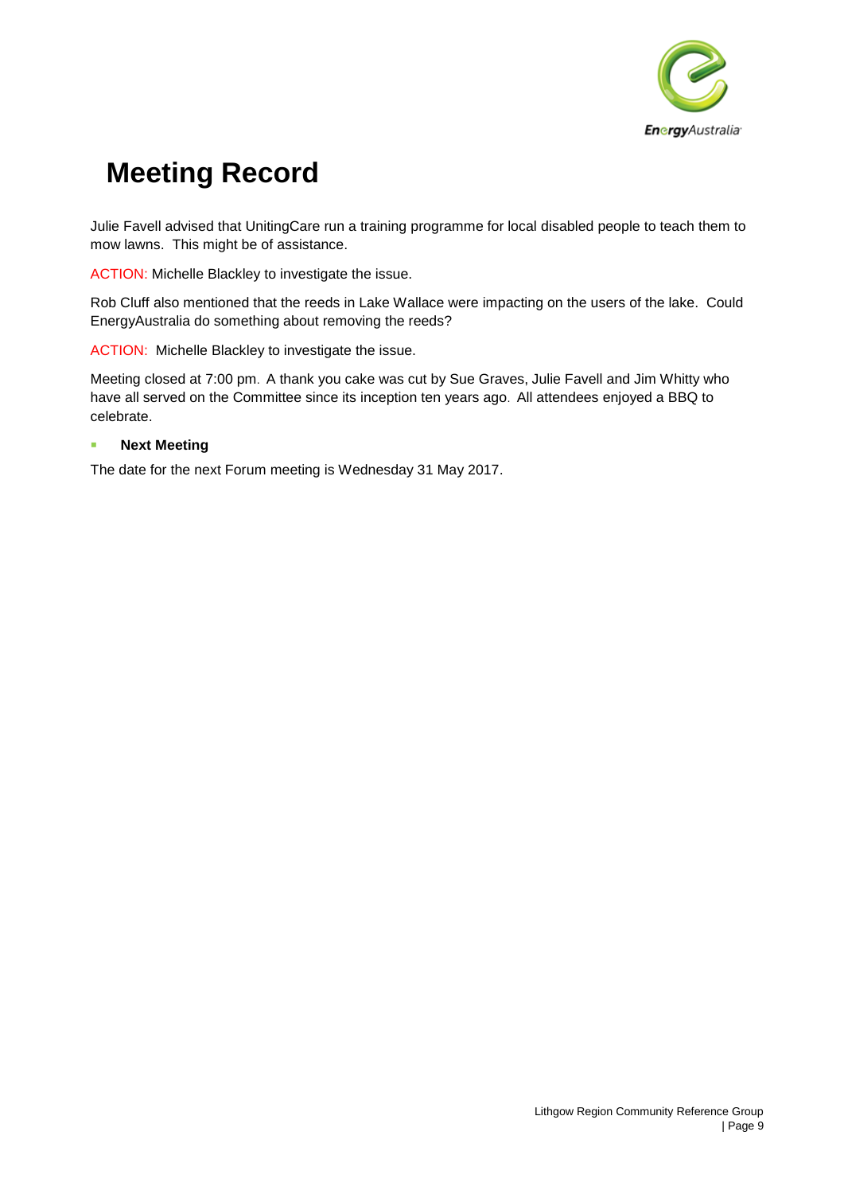# Meeting Record

Julie Favell advised that UnitingCare run a training programme for local disabled people to teach them to mow lawns. This might be of assistance.

ACTION: Michelle Blackley to investigate the issue.

Rob Cluff also mentioned that the reeds in Lake Wallace were impacting on the users of the lake. Could EnergyAustralia do something about removing the reeds?

ACTION: Michelle Blackley to investigate the issue.

Meeting closed at 7:00 pm. A thank you cake was cut by Sue Graves, Julie Favell and Jim Whitty who have all served on the Committee since its inception ten years ago. All attendees enjoyed a BBQ to celebrate.

- **Next Meeting**

The date for the next Forum meeting is Wednesday 31 May 2017.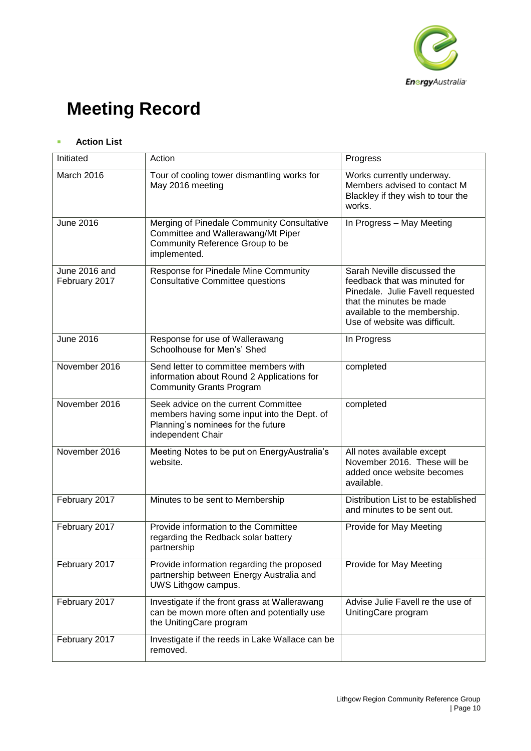# Meeting Record

- **Action List**

| Initiated | Action | Progress |
|---|---|---|
| March 2016 | Tour of cooling tower dismantling works for May 2016 meeting | Works currently underway. Members advised to contact M Blackley if they wish to tour the works. |
| June 2016 | Merging of Pinedale Community Consultative Committee and Wallerawang/Mt Piper Community Reference Group to be implemented. | In Progress – May Meeting |
| June 2016 and February 2017 | Response for Pinedale Mine Community Consultative Committee questions | Sarah Neville discussed the feedback that was minuted for Pinedale. Julie Favell requested that the minutes be made available to the membership. Use of website was difficult. |
| June 2016 | Response for use of Wallerawang Schoolhouse for Men's' Shed | In Progress |
| November 2016 | Send letter to committee members with information about Round 2 Applications for Community Grants Program | completed |
| November 2016 | Seek advice on the current Committee members having some input into the Dept. of Planning's nominees for the future independent Chair | completed |
| November 2016 | Meeting Notes to be put on EnergyAustralia's website. | All notes available except November 2016. These will be added once website becomes available. |
| February 2017 | Minutes to be sent to Membership | Distribution List to be established and minutes to be sent out. |
| February 2017 | Provide information to the Committee regarding the Redback solar battery partnership | Provide for May Meeting |
| February 2017 | Provide information regarding the proposed partnership between Energy Australia and UWS Lithgow campus. | Provide for May Meeting |
| February 2017 | Investigate if the front grass at Wallerawang can be mown more often and potentially use the UnitingCare program | Advise Julie Favell re the use of UnitingCare program |
| February 2017 | Investigate if the reeds in Lake Wallace can be removed. | |